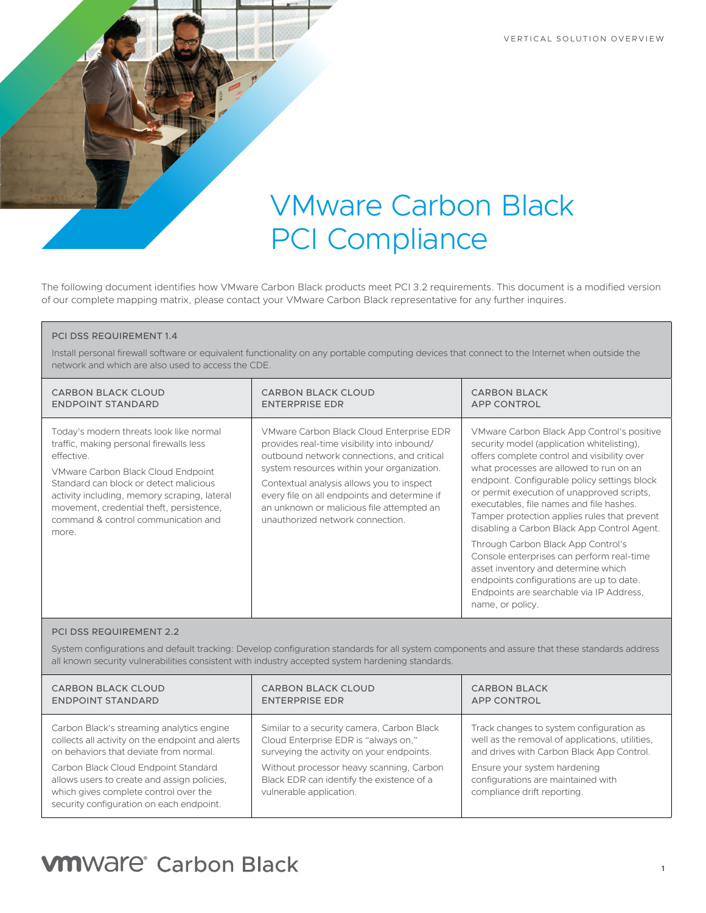VERTICAL SOLUTION OVERVIEW

# VMware Carbon Black PCI Compliance

The following document identifies how VMware Carbon Black products meet PCI 3.2 requirements. This document is a modified version of our complete mapping matrix, please contact your VMware Carbon Black representative for any further inquires.

## PCI DSS REQUIREMENT 1.4

Install personal firewall software or equivalent functionality on any portable computing devices that connect to the Internet when outside the network and which are also used to access the CDE.

| CARBON BLACK CLOUD ENDPOINT STANDARD | CARBON BLACK CLOUD ENTERPRISE EDR | CARBON BLACK APP CONTROL |
|---|---|---|
| Today's modern threats look like normal traffic, making personal firewalls less effective.<br><br>VMware Carbon Black Cloud Endpoint Standard can block or detect malicious activity including, memory scraping, lateral movement, credential theft, persistence, command & control communication and more. | VMware Carbon Black Cloud Enterprise EDR provides real-time visibility into inbound/outbound network connections, and critical system resources within your organization.<br><br>Contextual analysis allows you to inspect every file on all endpoints and determine if an unknown or malicious file attempted an unauthorized network connection. | VMware Carbon Black App Control's positive security model (application whitelisting), offers complete control and visibility over what processes are allowed to run on an endpoint. Configurable policy settings block or permit execution of unapproved scripts, executables, file names and file hashes. Tamper protection applies rules that prevent disabling a Carbon Black App Control Agent.<br><br>Through Carbon Black App Control's Console enterprises can perform real-time asset inventory and determine which endpoints configurations are up to date. Endpoints are searchable via IP Address, name, or policy. |

## PCI DSS REQUIREMENT 2.2

System configurations and default tracking: Develop configuration standards for all system components and assure that these standards address all known security vulnerabilities consistent with industry accepted system hardening standards.

| CARBON BLACK CLOUD ENDPOINT STANDARD | CARBON BLACK CLOUD ENTERPRISE EDR | CARBON BLACK APP CONTROL |
|---|---|---|
| Carbon Black's streaming analytics engine collects all activity on the endpoint and alerts on behaviors that deviate from normal.<br><br>Carbon Black Cloud Endpoint Standard allows users to create and assign policies, which gives complete control over the security configuration on each endpoint. | Similar to a security camera, Carbon Black Cloud Enterprise EDR is "always on," surveying the activity on your endpoints.<br><br>Without processor heavy scanning, Carbon Black EDR can identify the existence of a vulnerable application. | Track changes to system configuration as well as the removal of applications, utilities, and drives with Carbon Black App Control.<br><br>Ensure your system hardening configurations are maintained with compliance drift reporting. |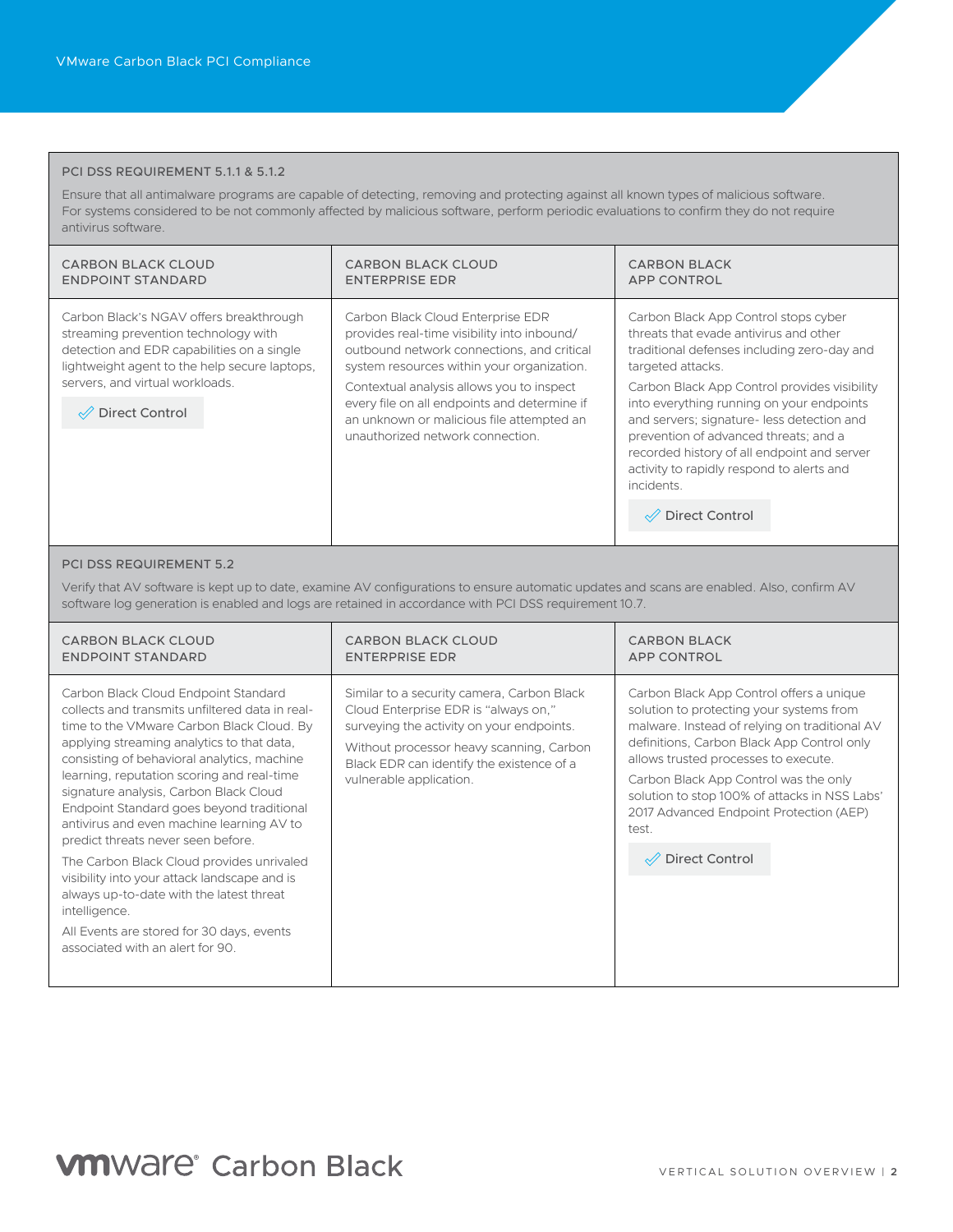## PCI DSS REQUIREMENT 5.1.1 & 5.1.2

Ensure that all antimalware programs are capable of detecting, removing and protecting against all known types of malicious software. For systems considered to be not commonly affected by malicious software, perform periodic evaluations to confirm they do not require antivirus software.

| CARBON BLACK CLOUD ENDPOINT STANDARD | CARBON BLACK CLOUD ENTERPRISE EDR | CARBON BLACK APP CONTROL |
| --- | --- | --- |
| Carbon Black's NGAV offers breakthrough streaming prevention technology with detection and EDR capabilities on a single lightweight agent to the help secure laptops, servers, and virtual workloads.<br><br>✓ Direct Control | Carbon Black Cloud Enterprise EDR provides real-time visibility into inbound/outbound network connections, and critical system resources within your organization.<br><br>Contextual analysis allows you to inspect every file on all endpoints and determine if an unknown or malicious file attempted an unauthorized network connection. | Carbon Black App Control stops cyber threats that evade antivirus and other traditional defenses including zero-day and targeted attacks.<br><br>Carbon Black App Control provides visibility into everything running on your endpoints and servers; signature- less detection and prevention of advanced threats; and a recorded history of all endpoint and server activity to rapidly respond to alerts and incidents.<br><br>✓ Direct Control |

## PCI DSS REQUIREMENT 5.2

Verify that AV software is kept up to date, examine AV configurations to ensure automatic updates and scans are enabled. Also, confirm AV software log generation is enabled and logs are retained in accordance with PCI DSS requirement 10.7.

| CARBON BLACK CLOUD ENDPOINT STANDARD | CARBON BLACK CLOUD ENTERPRISE EDR | CARBON BLACK APP CONTROL |
| --- | --- | --- |
| Carbon Black Cloud Endpoint Standard collects and transmits unfiltered data in real-time to the VMware Carbon Black Cloud. By applying streaming analytics to that data, consisting of behavioral analytics, machine learning, reputation scoring and real-time signature analysis, Carbon Black Cloud Endpoint Standard goes beyond traditional antivirus and even machine learning AV to predict threats never seen before.<br><br>The Carbon Black Cloud provides unrivaled visibility into your attack landscape and is always up-to-date with the latest threat intelligence.<br><br>All Events are stored for 30 days, events associated with an alert for 90. | Similar to a security camera, Carbon Black Cloud Enterprise EDR is "always on," surveying the activity on your endpoints.<br><br>Without processor heavy scanning, Carbon Black EDR can identify the existence of a vulnerable application. | Carbon Black App Control offers a unique solution to protecting your systems from malware. Instead of relying on traditional AV definitions, Carbon Black App Control only allows trusted processes to execute.<br><br>Carbon Black App Control was the only solution to stop 100% of attacks in NSS Labs' 2017 Advanced Endpoint Protection (AEP) test.<br><br>✓ Direct Control |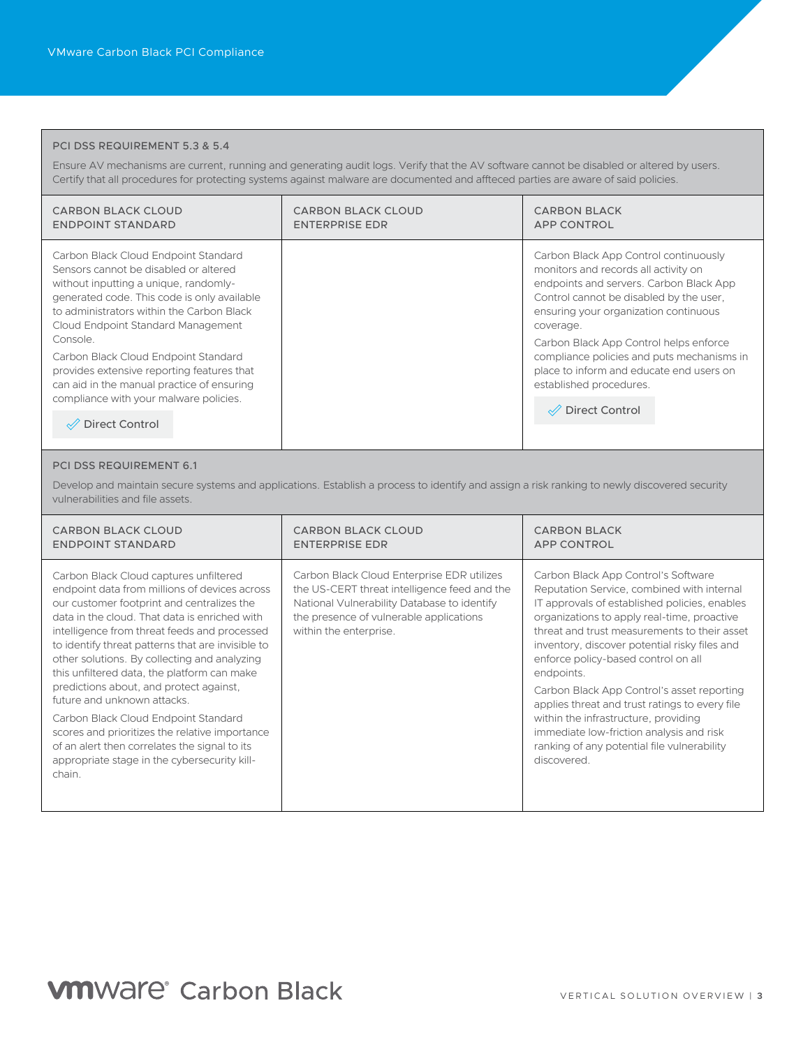## PCI DSS REQUIREMENT 5.3 & 5.4

Ensure AV mechanisms are current, running and generating audit logs. Verify that the AV software cannot be disabled or altered by users. Certify that all procedures for protecting systems against malware are documented and affteced parties are aware of said policies.

| CARBON BLACK CLOUD ENDPOINT STANDARD | CARBON BLACK CLOUD ENTERPRISE EDR | CARBON BLACK APP CONTROL |
|---|---|---|
| Carbon Black Cloud Endpoint Standard Sensors cannot be disabled or altered without inputting a unique, randomly-generated code. This code is only available to administrators within the Carbon Black Cloud Endpoint Standard Management Console.<br><br>Carbon Black Cloud Endpoint Standard provides extensive reporting features that can aid in the manual practice of ensuring compliance with your malware policies.<br><br>✓ Direct Control | | Carbon Black App Control continuously monitors and records all activity on endpoints and servers. Carbon Black App Control cannot be disabled by the user, ensuring your organization continuous coverage.<br><br>Carbon Black App Control helps enforce compliance policies and puts mechanisms in place to inform and educate end users on established procedures.<br><br>✓ Direct Control |

## PCI DSS REQUIREMENT 6.1

Develop and maintain secure systems and applications. Establish a process to identify and assign a risk ranking to newly discovered security vulnerabilities and file assets.

| CARBON BLACK CLOUD ENDPOINT STANDARD | CARBON BLACK CLOUD ENTERPRISE EDR | CARBON BLACK APP CONTROL |
|---|---|---|
| Carbon Black Cloud captures unfiltered endpoint data from millions of devices across our customer footprint and centralizes the data in the cloud. That data is enriched with intelligence from threat feeds and processed to identify threat patterns that are invisible to other solutions. By collecting and analyzing this unfiltered data, the platform can make predictions about, and protect against, future and unknown attacks.<br><br>Carbon Black Cloud Endpoint Standard scores and prioritizes the relative importance of an alert then correlates the signal to its appropriate stage in the cybersecurity kill-chain. | Carbon Black Cloud Enterprise EDR utilizes the US-CERT threat intelligence feed and the National Vulnerability Database to identify the presence of vulnerable applications within the enterprise. | Carbon Black App Control's Software Reputation Service, combined with internal IT approvals of established policies, enables organizations to apply real-time, proactive threat and trust measurements to their asset inventory, discover potential risky files and enforce policy-based control on all endpoints.<br><br>Carbon Black App Control's asset reporting applies threat and trust ratings to every file within the infrastructure, providing immediate low-friction analysis and risk ranking of any potential file vulnerability discovered. |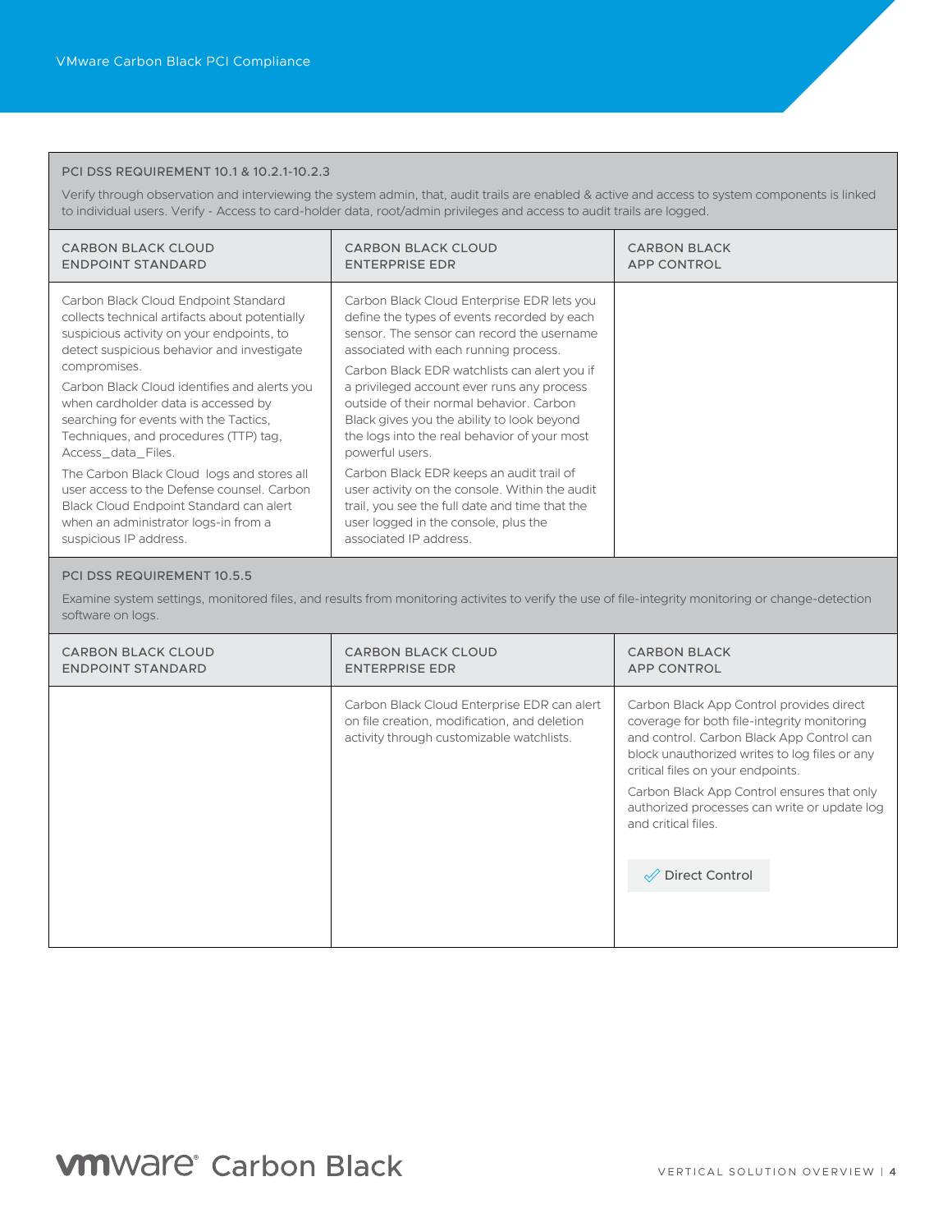## PCI DSS REQUIREMENT 10.1 & 10.2.1-10.2.3

Verify through observation and interviewing the system admin, that, audit trails are enabled & active and access to system components is linked to individual users. Verify - Access to card-holder data, root/admin privileges and access to audit trails are logged.

| CARBON BLACK CLOUD ENDPOINT STANDARD | CARBON BLACK CLOUD ENTERPRISE EDR | CARBON BLACK APP CONTROL |
| --- | --- | --- |
| Carbon Black Cloud Endpoint Standard collects technical artifacts about potentially suspicious activity on your endpoints, to detect suspicious behavior and investigate compromises.<br><br>Carbon Black Cloud identifies and alerts you when cardholder data is accessed by searching for events with the Tactics, Techniques, and procedures (TTP) tag, Access_data_Files.<br><br>The Carbon Black Cloud logs and stores all user access to the Defense counsel. Carbon Black Cloud Endpoint Standard can alert when an administrator logs-in from a suspicious IP address. | Carbon Black Cloud Enterprise EDR lets you define the types of events recorded by each sensor. The sensor can record the username associated with each running process.<br><br>Carbon Black EDR watchlists can alert you if a privileged account ever runs any process outside of their normal behavior. Carbon Black gives you the ability to look beyond the logs into the real behavior of your most powerful users.<br><br>Carbon Black EDR keeps an audit trail of user activity on the console. Within the audit trail, you see the full date and time that the user logged in the console, plus the associated IP address. | |

## PCI DSS REQUIREMENT 10.5.5

Examine system settings, monitored files, and results from monitoring activites to verify the use of file-integrity monitoring or change-detection software on logs.

| CARBON BLACK CLOUD ENDPOINT STANDARD | CARBON BLACK CLOUD ENTERPRISE EDR | CARBON BLACK APP CONTROL |
| --- | --- | --- |
| | Carbon Black Cloud Enterprise EDR can alert on file creation, modification, and deletion activity through customizable watchlists. | Carbon Black App Control provides direct coverage for both file-integrity monitoring and control. Carbon Black App Control can block unauthorized writes to log files or any critical files on your endpoints.<br><br>Carbon Black App Control ensures that only authorized processes can write or update log and critical files.<br><br>✓ Direct Control |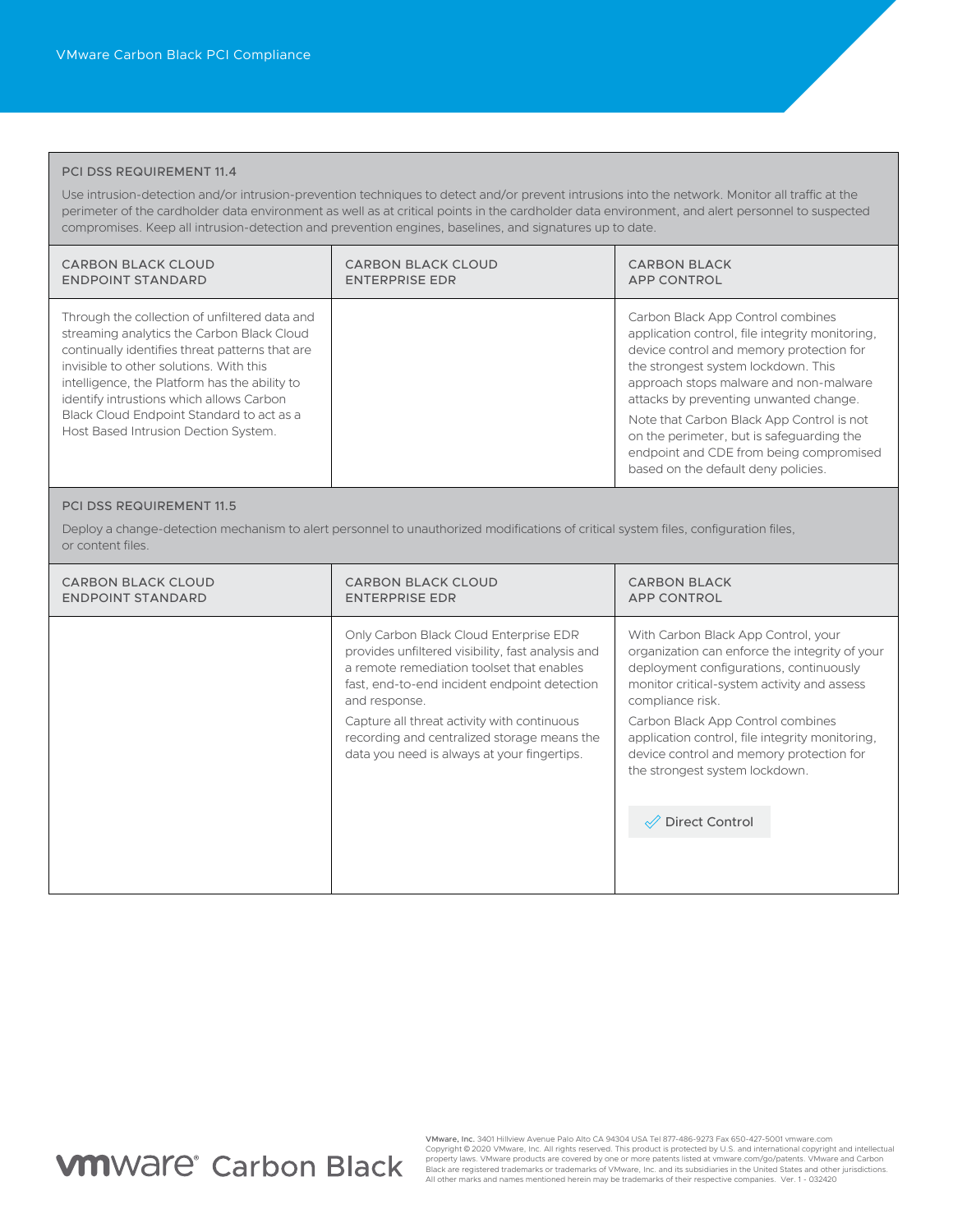| PCI DSS REQUIREMENT 11.4 | | |
| --- | --- | --- |
| Use intrusion-detection and/or intrusion-prevention techniques to detect and/or prevent intrusions into the network. Monitor all traffic at the perimeter of the cardholder data environment as well as at critical points in the cardholder data environment, and alert personnel to suspected compromises. Keep all intrusion-detection and prevention engines, baselines, and signatures up to date. | | |
| CARBON BLACK CLOUD ENDPOINT STANDARD | CARBON BLACK CLOUD ENTERPRISE EDR | CARBON BLACK APP CONTROL |
| Through the collection of unfiltered data and streaming analytics the Carbon Black Cloud continually identifies threat patterns that are invisible to other solutions. With this intelligence, the Platform has the ability to identify intrutions which allows Carbon Black Cloud Endpoint Standard to act as a Host Based Intrusion Dection System. | | Carbon Black App Control combines application control, file integrity monitoring, device control and memory protection for the strongest system lockdown. This approach stops malware and non-malware attacks by preventing unwanted change.<br><br>Note that Carbon Black App Control is not on the perimeter, but is safeguarding the endpoint and CDE from being compromised based on the default deny policies. |

| PCI DSS REQUIREMENT 11.5 | | |
| --- | --- | --- |
| Deploy a change-detection mechanism to alert personnel to unauthorized modifications of critical system files, configuration files, or content files. | | |
| CARBON BLACK CLOUD ENDPOINT STANDARD | CARBON BLACK CLOUD ENTERPRISE EDR | CARBON BLACK APP CONTROL |
| | Only Carbon Black Cloud Enterprise EDR provides unfiltered visibility, fast analysis and a remote remediation toolset that enables fast, end-to-end incident endpoint detection and response.<br><br>Capture all threat activity with continuous recording and centralized storage means the data you need is always at your fingertips. | With Carbon Black App Control, your organization can enforce the integrity of your deployment configurations, continuously monitor critical-system activity and assess compliance risk.<br><br>Carbon Black App Control combines application control, file integrity monitoring, device control and memory protection for the strongest system lockdown.<br><br>Direct Control |

vmware Carbon Black

**VMware, Inc.** 3401 Hillview Avenue Palo Alto CA 94304 USA Tel 877-486-9273 Fax 650-427-5001 vmware.com
Copyright © 2020 VMware, Inc. All rights reserved. This product is protected by U.S. and international copyright and intellectual property laws. VMware products are covered by one or more patents listed at vmware.com/go/patents. VMware and Carbon Black are registered trademarks or trademarks of VMware, Inc. and its subsidiaries in the United States and other jurisdictions. All other marks and names mentioned herein may be trademarks of their respective companies. Ver. 1 - 032420